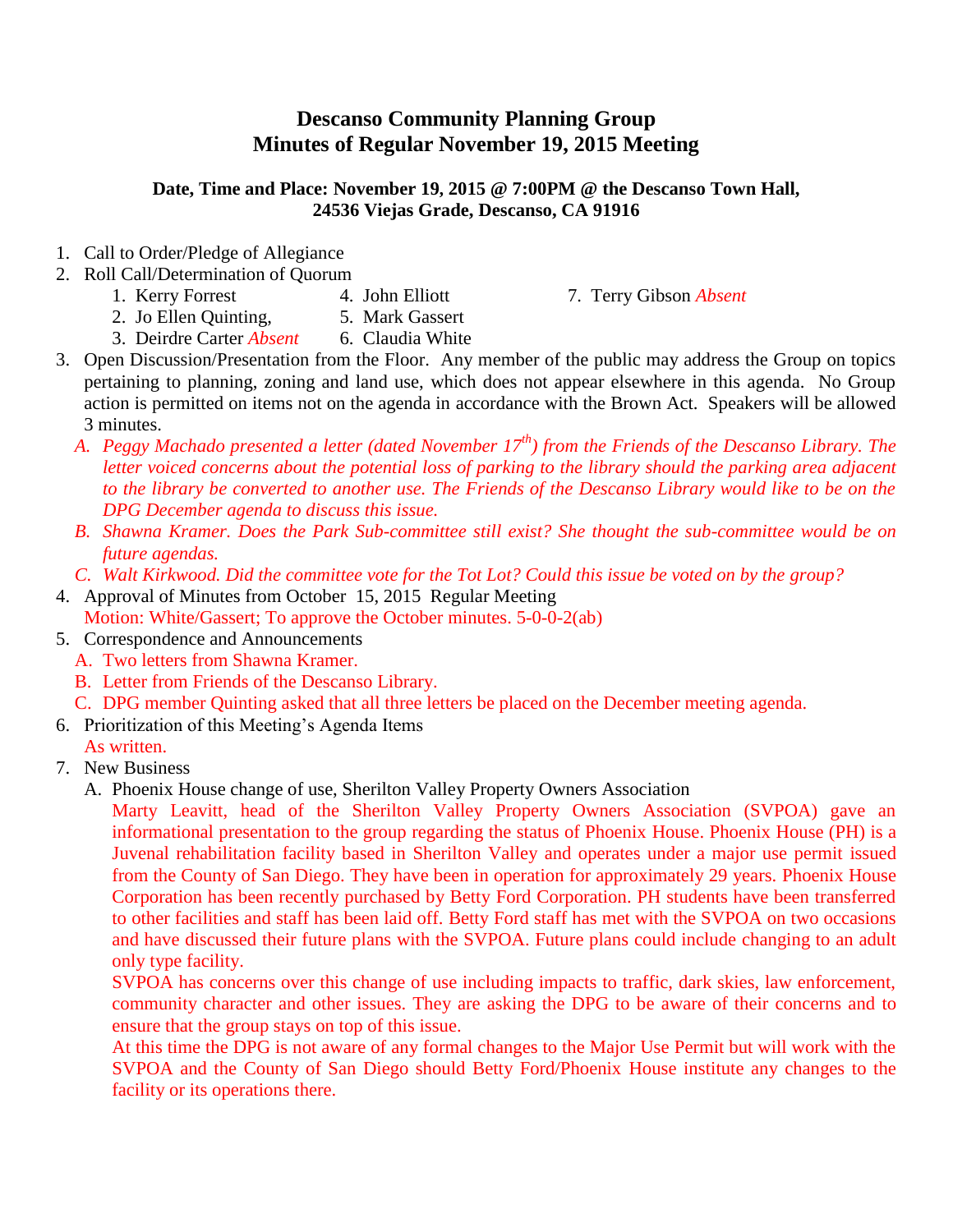# Descanso Community Planning Group
## Minutes of Regular November 19, 2015 Meeting

**Date, Time and Place: November 19, 2015 @ 7:00PM @ the Descanso Town Hall, 24536 Viejas Grade, Descanso, CA 91916**

1. Call to Order/Pledge of Allegiance
2. Roll Call/Determination of Quorum
   1. Kerry Forrest
   2. Jo Ellen Quinting,
   3. Deirdre Carter *Absent*
   4. John Elliott
   5. Mark Gassert
   6. Claudia White
   7. Terry Gibson *Absent*
3. Open Discussion/Presentation from the Floor. Any member of the public may address the Group on topics pertaining to planning, zoning and land use, which does not appear elsewhere in this agenda. No Group action is permitted on items not on the agenda in accordance with the Brown Act. Speakers will be allowed 3 minutes.
   A. *Peggy Machado presented a letter (dated November 17th) from the Friends of the Descanso Library. The letter voiced concerns about the potential loss of parking to the library should the parking area adjacent to the library be converted to another use. The Friends of the Descanso Library would like to be on the DPG December agenda to discuss this issue.*
   B. *Shawna Kramer. Does the Park Sub-committee still exist? She thought the sub-committee would be on future agendas.*
   C. *Walt Kirkwood. Did the committee vote for the Tot Lot? Could this issue be voted on by the group?*
4. Approval of Minutes from October 15, 2015 Regular Meeting
   Motion: White/Gassert; To approve the October minutes. 5-0-0-2(ab)
5. Correspondence and Announcements
   A. Two letters from Shawna Kramer.
   B. Letter from Friends of the Descanso Library.
   C. DPG member Quinting asked that all three letters be placed on the December meeting agenda.
6. Prioritization of this Meeting's Agenda Items
   As written.
7. New Business
   A. Phoenix House change of use, Sherilton Valley Property Owners Association
      Marty Leavitt, head of the Sherilton Valley Property Owners Association (SVPOA) gave an informational presentation to the group regarding the status of Phoenix House. Phoenix House (PH) is a Juvenal rehabilitation facility based in Sherilton Valley and operates under a major use permit issued from the County of San Diego. They have been in operation for approximately 29 years. Phoenix House Corporation has been recently purchased by Betty Ford Corporation. PH students have been transferred to other facilities and staff has been laid off. Betty Ford staff has met with the SVPOA on two occasions and have discussed their future plans with the SVPOA. Future plans could include changing to an adult only type facility.

      SVPOA has concerns over this change of use including impacts to traffic, dark skies, law enforcement, community character and other issues. They are asking the DPG to be aware of their concerns and to ensure that the group stays on top of this issue.

      At this time the DPG is not aware of any formal changes to the Major Use Permit but will work with the SVPOA and the County of San Diego should Betty Ford/Phoenix House institute any changes to the facility or its operations there.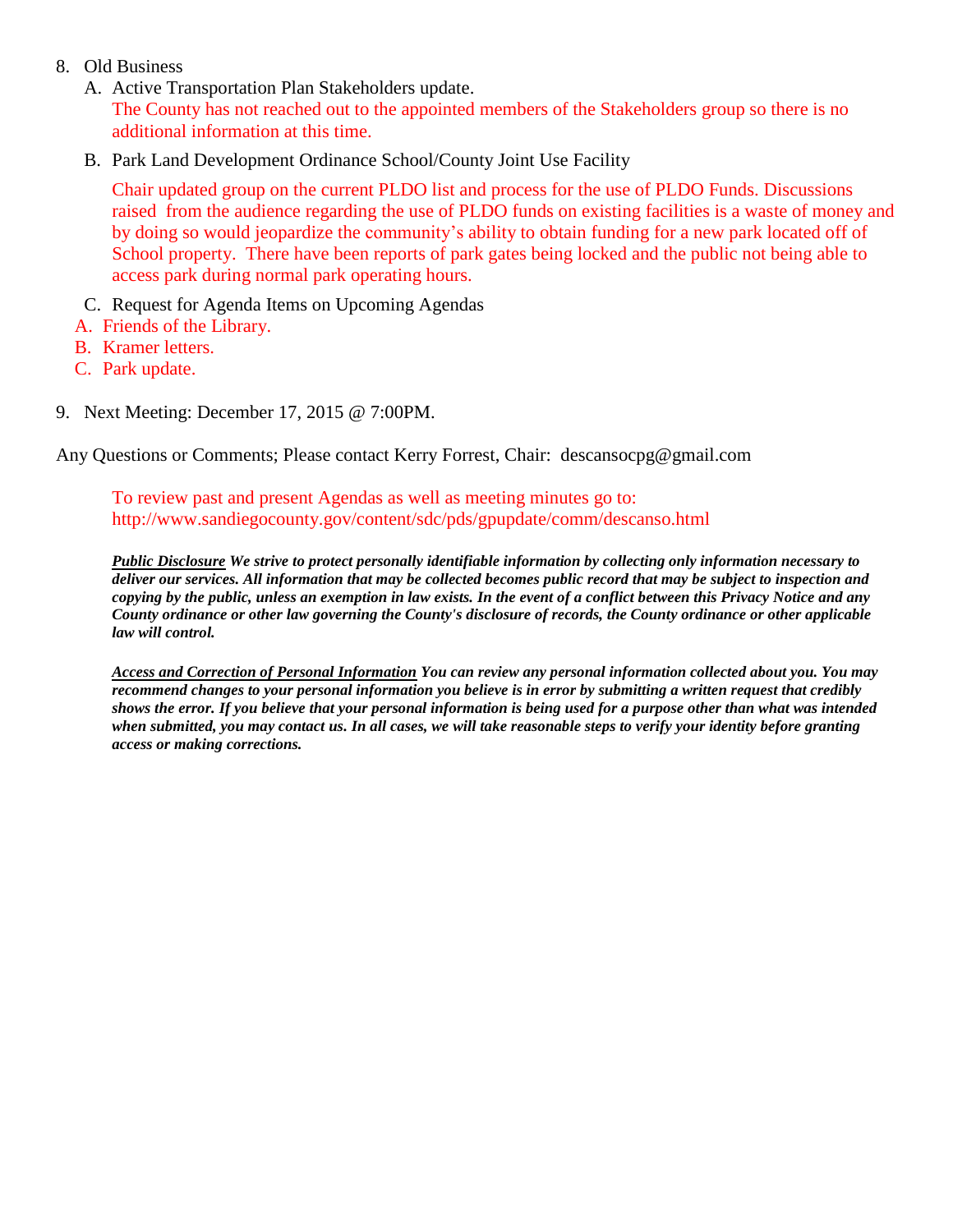8. Old Business

   A. Active Transportation Plan Stakeholders update.
   The County has not reached out to the appointed members of the Stakeholders group so there is no additional information at this time.

   B. Park Land Development Ordinance School/County Joint Use Facility

   Chair updated group on the current PLDO list and process for the use of PLDO Funds. Discussions raised from the audience regarding the use of PLDO funds on existing facilities is a waste of money and by doing so would jeopardize the community's ability to obtain funding for a new park located off of School property. There have been reports of park gates being locked and the public not being able to access park during normal park operating hours.

   C. Request for Agenda Items on Upcoming Agendas

   A. Friends of the Library.
   B. Kramer letters.
   C. Park update.

9. Next Meeting: December 17, 2015 @ 7:00PM.

Any Questions or Comments; Please contact Kerry Forrest, Chair: descansocpg@gmail.com

To review past and present Agendas as well as meeting minutes go to:
http://www.sandiegocounty.gov/content/sdc/pds/gpupdate/comm/descanso.html

***Public Disclosure*** ***We strive to protect personally identifiable information by collecting only information necessary to deliver our services. All information that may be collected becomes public record that may be subject to inspection and copying by the public, unless an exemption in law exists. In the event of a conflict between this Privacy Notice and any County ordinance or other law governing the County's disclosure of records, the County ordinance or other applicable law will control.***

***Access and Correction of Personal Information*** ***You can review any personal information collected about you. You may recommend changes to your personal information you believe is in error by submitting a written request that credibly shows the error. If you believe that your personal information is being used for a purpose other than what was intended when submitted, you may contact us. In all cases, we will take reasonable steps to verify your identity before granting access or making corrections.***